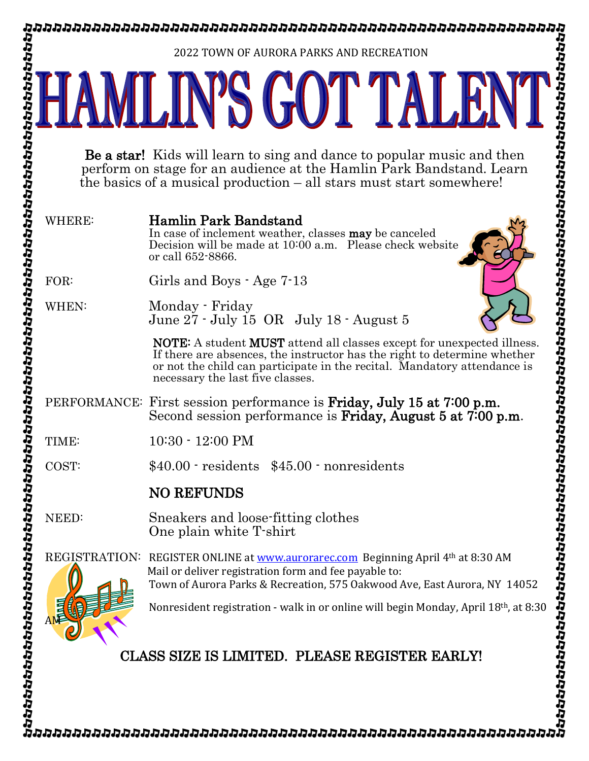2022 TOWN OF AURORA PARKS AND RECREATION

# HAMLIN'S GOT TALENT

**Be a star!** Kids will learn to sing and dance to popular music and then perform on stage for an audience at the Hamlin Park Bandstand. Learn the basics of a musical production – all stars must start somewhere!

WHERE: **Hamlin Park Bandstand**
In case of inclement weather, classes **may** be canceled
Decision will be made at 10:00 a.m. Please check website or call 652-8866.

FOR: Girls and Boys - Age 7-13

WHEN: Monday - Friday
June 27 - July 15 OR July 18 - August 5

**NOTE:** A student **MUST** attend all classes except for unexpected illness. If there are absences, the instructor has the right to determine whether or not the child can participate in the recital. Mandatory attendance is necessary the last five classes.

PERFORMANCE: First session performance is **Friday, July 15 at 7:00 p.m.**
Second session performance is **Friday, August 5 at 7:00 p.m**.

TIME: 10:30 - 12:00 PM

COST: $40.00 - residents $45.00 - nonresidents

NO REFUNDS

NEED: Sneakers and loose-fitting clothes
One plain white T-shirt

REGISTRATION: REGISTER ONLINE at www.aurorarec.com Beginning April 4th at 8:30 AM
Mail or deliver registration form and fee payable to:
Town of Aurora Parks & Recreation, 575 Oakwood Ave, East Aurora, NY 14052

Nonresident registration - walk in or online will begin Monday, April 18th, at 8:30 AM

CLASS SIZE IS LIMITED. PLEASE REGISTER EARLY!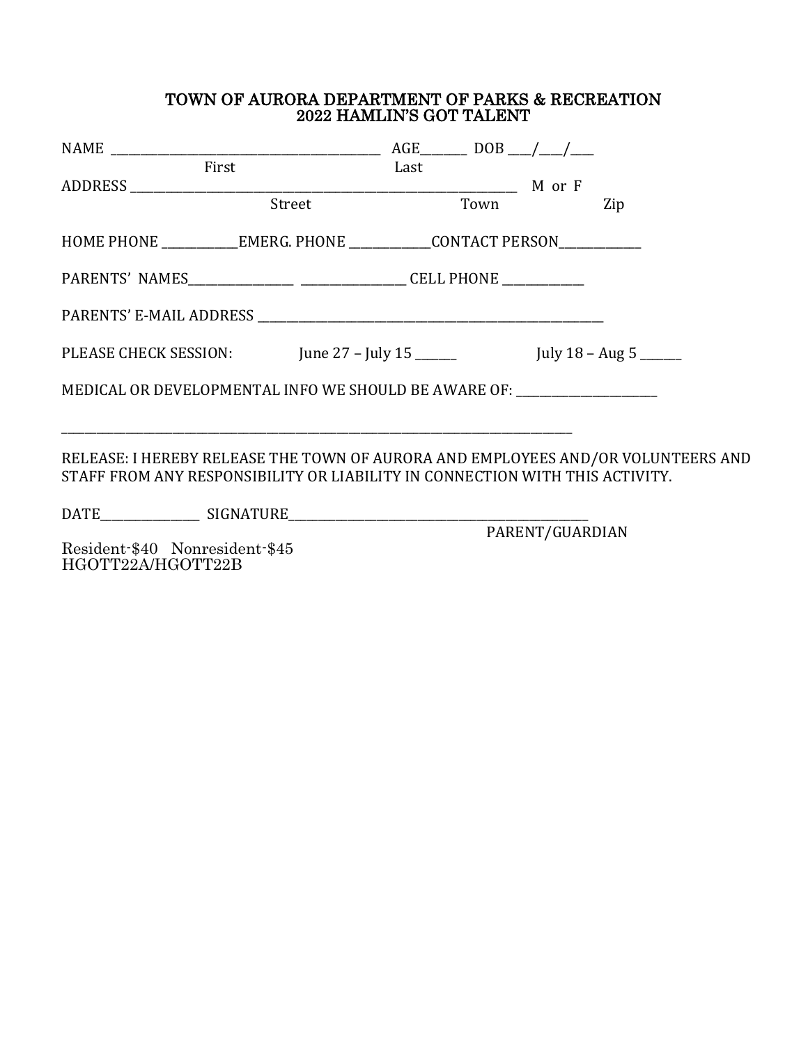# TOWN OF AURORA DEPARTMENT OF PARKS & RECREATION
## 2022 HAMLIN'S GOT TALENT

NAME ________________________________________ AGE_______ DOB ___/___/___
First Last

ADDRESS ____________________________________________________________ M or F
Street Town Zip

HOME PHONE ___________EMERG. PHONE ____________CONTACT PERSON____________

PARENTS' NAMES________________ ________________ CELL PHONE ____________

PARENTS' E-MAIL ADDRESS _______________________________________________________

PLEASE CHECK SESSION: June 27 – July 15 ______ July 18 – Aug 5 ______

MEDICAL OR DEVELOPMENTAL INFO WE SHOULD BE AWARE OF: _______________________

_________________________________________________________________________________

RELEASE: I HEREBY RELEASE THE TOWN OF AURORA AND EMPLOYEES AND/OR VOLUNTEERS AND STAFF FROM ANY RESPONSIBILITY OR LIABILITY IN CONNECTION WITH THIS ACTIVITY.

DATE_______________ SIGNATURE_______________________________________________
PARENT/GUARDIAN

Resident-$40 Nonresident-$45
HGOTT22A/HGOTT22B